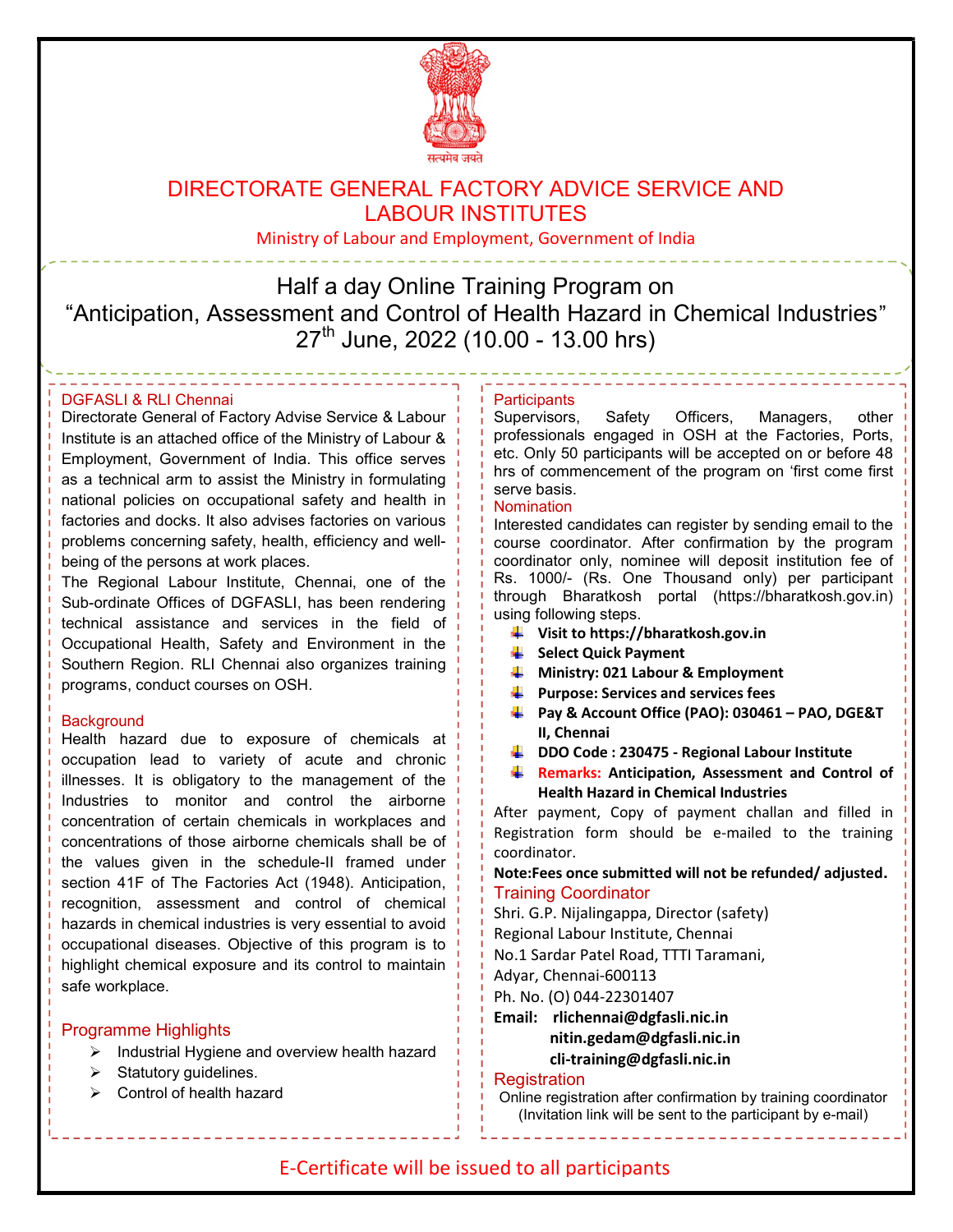सत्यमेव जयते

# DIRECTORATE GENERAL FACTORY ADVICE SERVICE AND LABOUR INSTITUTES

Ministry of Labour and Employment, Government of India

## Half a day Online Training Program on "Anticipation, Assessment and Control of Health Hazard in Chemical Industries"

**27th June, 2022 (10.00 - 13.00 hrs)**

### DGFASLI & RLI Chennai

Directorate General of Factory Advise Service & Labour Institute is an attached office of the Ministry of Labour & Employment, Government of India. This office serves as a technical arm to assist the Ministry in formulating national policies on occupational safety and health in factories and docks. It also advises factories on various problems concerning safety, health, efficiency and well-being of the persons at work places.

The Regional Labour Institute, Chennai, one of the Sub-ordinate Offices of DGFASLI, has been rendering technical assistance and services in the field of Occupational Health, Safety and Environment in the Southern Region. RLI Chennai also organizes training programs, conduct courses on OSH.

### Background

Health hazard due to exposure of chemicals at occupation lead to variety of acute and chronic illnesses. It is obligatory to the management of the Industries to monitor and control the airborne concentration of certain chemicals in workplaces and concentrations of those airborne chemicals shall be of the values given in the schedule-II framed under section 41F of The Factories Act (1948). Anticipation, recognition, assessment and control of chemical hazards in chemical industries is very essential to avoid occupational diseases. Objective of this program is to highlight chemical exposure and its control to maintain safe workplace.

### Programme Highlights

- Industrial Hygiene and overview health hazard
- Statutory guidelines.
- Control of health hazard

### Participants

Supervisors, Safety Officers, Managers, other professionals engaged in OSH at the Factories, Ports, etc. Only 50 participants will be accepted on or before 48 hrs of commencement of the program on 'first come first serve basis.

### Nomination

Interested candidates can register by sending email to the course coordinator. After confirmation by the program coordinator only, nominee will deposit institution fee of Rs. 1000/- (Rs. One Thousand only) per participant through Bharatkosh portal (https://bharatkosh.gov.in) using following steps.

- **Visit to https://bharatkosh.gov.in**
- **Select Quick Payment**
- **Ministry: 021 Labour & Employment**
- **Purpose: Services and services fees**
- **Pay & Account Office (PAO): 030461 – PAO, DGE&T II, Chennai**
- **DDO Code : 230475 - Regional Labour Institute**
- **Remarks: Anticipation, Assessment and Control of Health Hazard in Chemical Industries**

After payment, Copy of payment challan and filled in Registration form should be e-mailed to the training coordinator.

**Note:Fees once submitted will not be refunded/ adjusted.**

### Training Coordinator

Shri. G.P. Nijalingappa, Director (safety)
Regional Labour Institute, Chennai
No.1 Sardar Patel Road, TTTI Taramani,
Adyar, Chennai-600113
Ph. No. (O) 044-22301407

**Email: rlichennai@dgfasli.nic.in**
**nitin.gedam@dgfasli.nic.in**
**cli-training@dgfasli.nic.in**

### Registration

Online registration after confirmation by training coordinator
(Invitation link will be sent to the participant by e-mail)

E-Certificate will be issued to all participants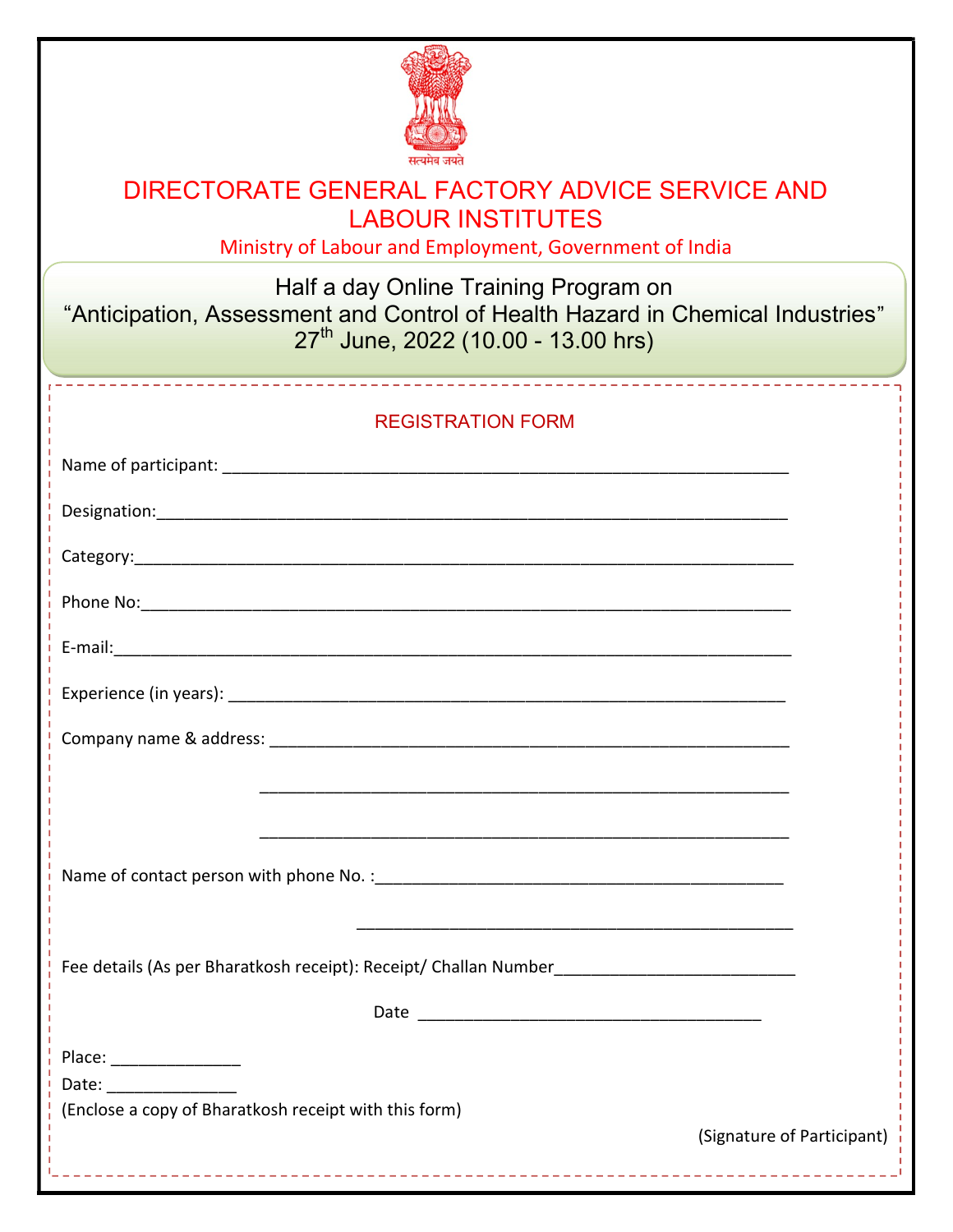सत्यमेव जयते

# DIRECTORATE GENERAL FACTORY ADVICE SERVICE AND LABOUR INSTITUTES

Ministry of Labour and Employment, Government of India

## Half a day Online Training Program on "Anticipation, Assessment and Control of Health Hazard in Chemical Industries" 27th June, 2022 (10.00 - 13.00 hrs)

### REGISTRATION FORM

Name of participant: ______________________________________________________________

Designation:______________________________________________________________________

Category:_________________________________________________________________________

Phone No:________________________________________________________________________

E-mail:___________________________________________________________________________

Experience (in years): _____________________________________________________________

Company name & address: _________________________________________________________

_________________________________________________________

_________________________________________________________

Name of contact person with phone No. :_____________________________________________

_____________________________________________

Fee details (As per Bharatkosh receipt): Receipt/ Challan Number__________________________

Date ____________________________________

Place: ______________

Date: ______________

(Enclose a copy of Bharatkosh receipt with this form)

(Signature of Participant)